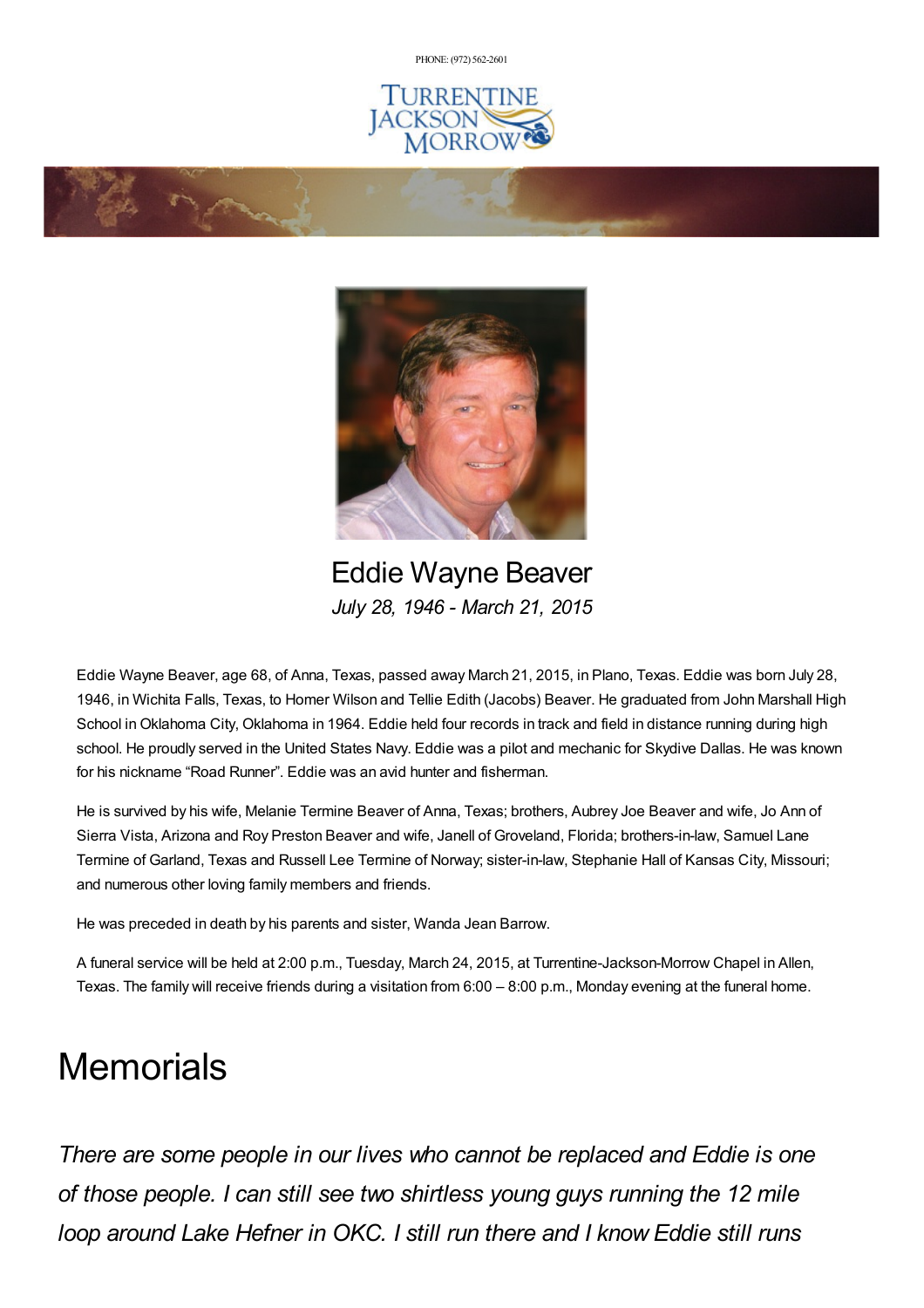PHONE: (972) 562-2601

# Eddie Wayne Beaver

*July 28, 1946 - March 21, 2015*

Eddie Wayne Beaver, age 68, of Anna, Texas, passed away March 21, 2015, in Plano, Texas. Eddie was born July 28, 1946, in Wichita Falls, Texas, to Homer Wilson and Tellie Edith (Jacobs) Beaver. He graduated from John Marshall High School in Oklahoma City, Oklahoma in 1964. Eddie held four records in track and field in distance running during high school. He proudly served in the United States Navy. Eddie was a pilot and mechanic for Skydive Dallas. He was known for his nickname "Road Runner". Eddie was an avid hunter and fisherman.

He is survived by his wife, Melanie Termine Beaver of Anna, Texas; brothers, Aubrey Joe Beaver and wife, Jo Ann of Sierra Vista, Arizona and Roy Preston Beaver and wife, Janell of Groveland, Florida; brothers-in-law, Samuel Lane Termine of Garland, Texas and Russell Lee Termine of Norway; sister-in-law, Stephanie Hall of Kansas City, Missouri; and numerous other loving family members and friends.

He was preceded in death by his parents and sister, Wanda Jean Barrow.

A funeral service will be held at 2:00 p.m., Tuesday, March 24, 2015, at Turrentine-Jackson-Morrow Chapel in Allen, Texas. The family will receive friends during a visitation from 6:00 – 8:00 p.m., Monday evening at the funeral home.

# Memorials

*There are some people in our lives who cannot be replaced and Eddie is one of those people. I can still see two shirtless young guys running the 12 mile loop around Lake Hefner in OKC. I still run there and I know Eddie still runs*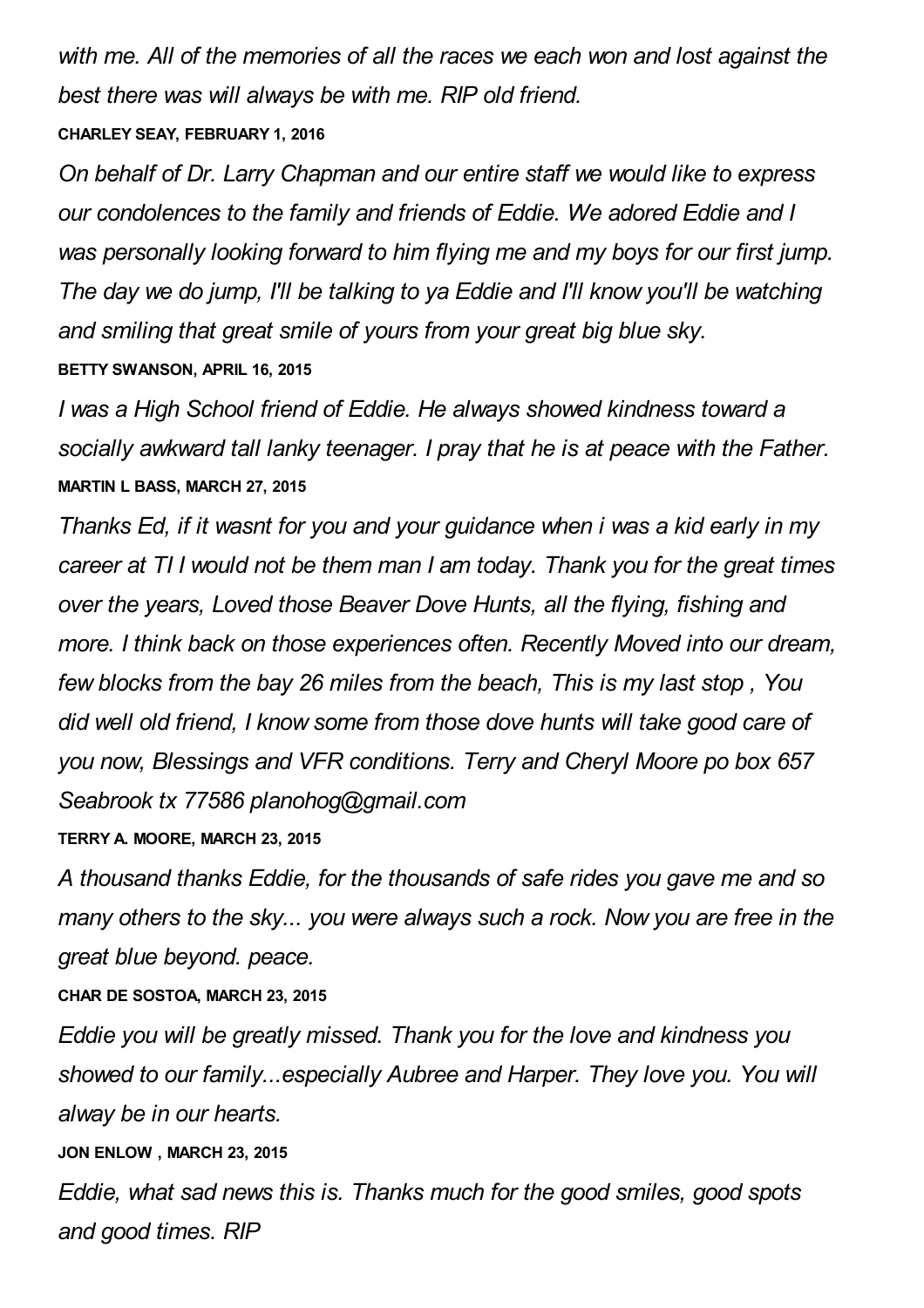*with me. All of the memories of all the races we each won and lost against the best there was will always be with me. RIP old friend.*

**CHARLEY SEAY, FEBRUARY 1, 2016**

*On behalf of Dr. Larry Chapman and our entire staff we would like to express our condolences to the family and friends of Eddie. We adored Eddie and I was personally looking forward to him flying me and my boys for our first jump. The day we do jump, I'll be talking to ya Eddie and I'll know you'll be watching and smiling that great smile of yours from your great big blue sky.*

**BETTY SWANSON, APRIL 16, 2015**

*I was a High School friend of Eddie. He always showed kindness toward a socially awkward tall lanky teenager. I pray that he is at peace with the Father.*

**MARTIN L BASS, MARCH 27, 2015**

*Thanks Ed, if it wasnt for you and your guidance when i was a kid early in my career at TI I would not be them man I am today. Thank you for the great times over the years, Loved those Beaver Dove Hunts, all the flying, fishing and more. I think back on those experiences often. Recently Moved into our dream, few blocks from the bay 26 miles from the beach, This is my last stop , You did well old friend, I know some from those dove hunts will take good care of you now, Blessings and VFR conditions. Terry and Cheryl Moore po box 657 Seabrook tx 77586 planohog@gmail.com*

**TERRY A. MOORE, MARCH 23, 2015**

*A thousand thanks Eddie, for the thousands of safe rides you gave me and so many others to the sky... you were always such a rock. Now you are free in the great blue beyond. peace.*

**CHAR DE SOSTOA, MARCH 23, 2015**

*Eddie you will be greatly missed. Thank you for the love and kindness you showed to our family...especially Aubree and Harper. They love you. You will alway be in our hearts.*

**JON ENLOW , MARCH 23, 2015**

*Eddie, what sad news this is. Thanks much for the good smiles, good spots and good times. RIP*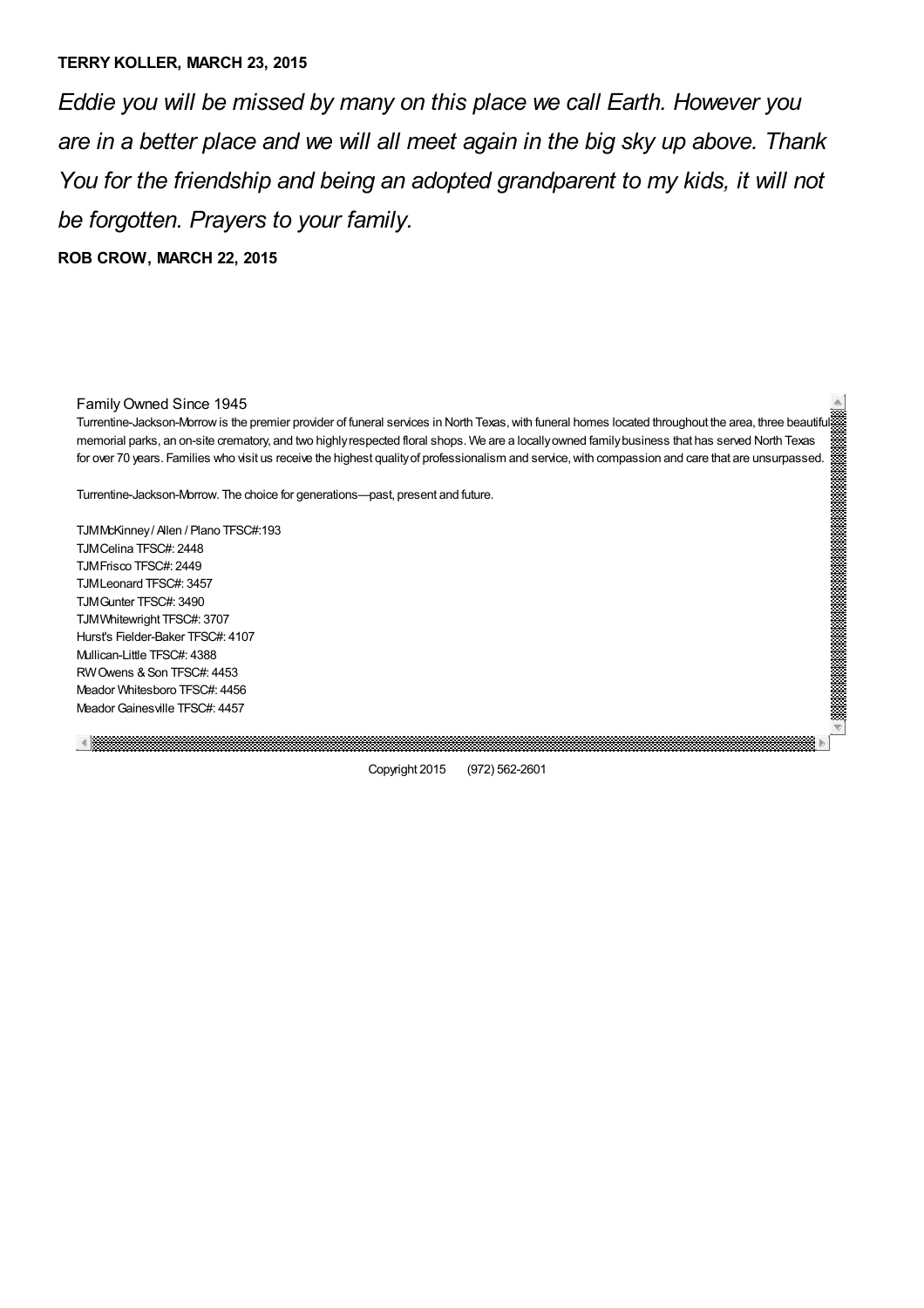**TERRY KOLLER, MARCH 23, 2015**

*Eddie you will be missed by many on this place we call Earth. However you are in a better place and we will all meet again in the big sky up above. Thank You for the friendship and being an adopted grandparent to my kids, it will not be forgotten. Prayers to your family.*

**ROB CROW, MARCH 22, 2015**

Family Owned Since 1945

Turrentine-Jackson-Morrow is the premier provider of funeral services in North Texas, with funeral homes located throughout the area, three beautiful memorial parks, an on-site crematory, and two highly respected floral shops. We are a locally owned family business that has served North Texas for over 70 years. Families who visit us receive the highest quality of professionalism and service, with compassion and care that are unsurpassed.

Turrentine-Jackson-Morrow. The choice for generations—past, present and future.

TJM McKinney / Allen / Plano TFSC#:193
TJM Celina TFSC#: 2448
TJM Frisco TFSC#: 2449
TJM Leonard TFSC#: 3457
TJM Gunter TFSC#: 3490
TJM Whitewright TFSC#: 3707
Hurst's Fielder-Baker TFSC#: 4107
Mullican-Little TFSC#: 4388
RW Owens & Son TFSC#: 4453
Meador Whitesboro TFSC#: 4456
Meador Gainesville TFSC#: 4457

Copyright 2015 (972) 562-2601